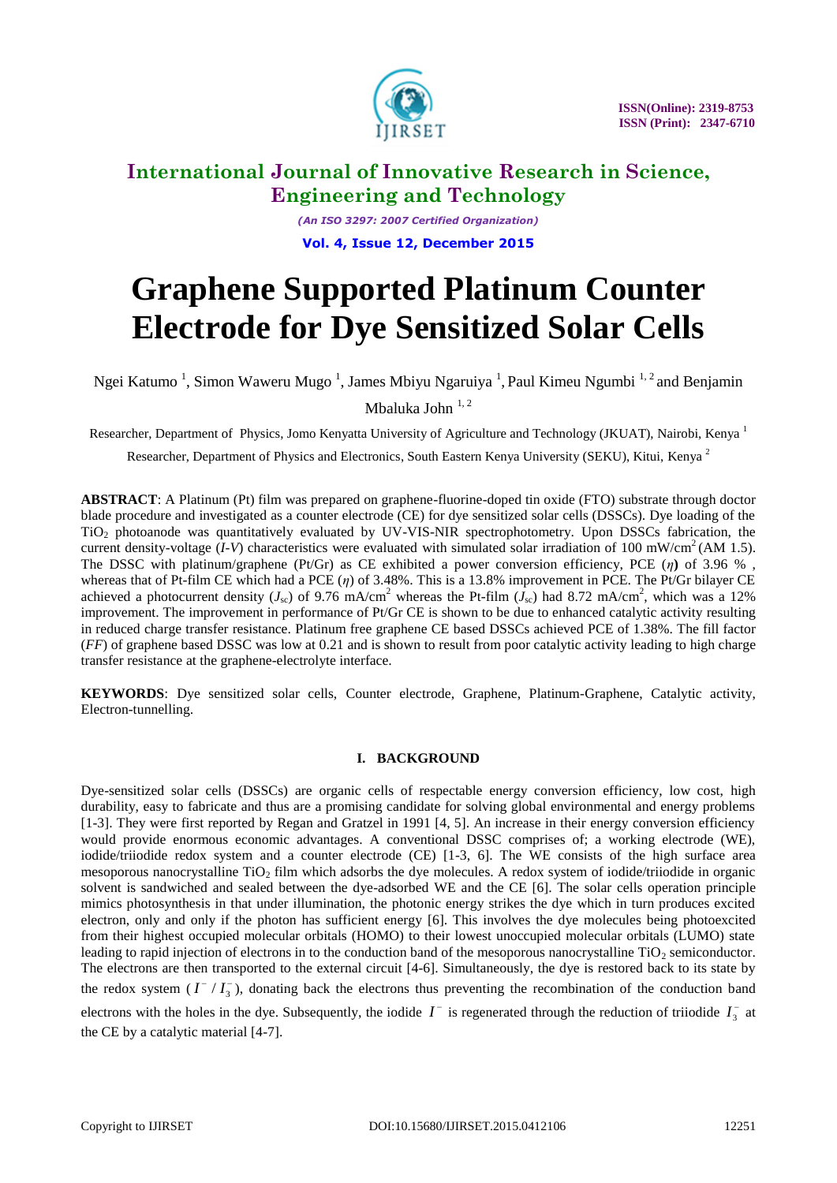# Graphene Supported Platinum Counter Electrode for Dye Sensitized Solar Cells

Ngei Katumo [1], Simon Waweru Mugo [1], James Mbiyu Ngaruiya [1], Paul Kimeu Ngumbi [1, 2] and Benjamin Mbaluka John [1, 2]

Researcher, Department of Physics, Jomo Kenyatta University of Agriculture and Technology (JKUAT), Nairobi, Kenya [1]

Researcher, Department of Physics and Electronics, South Eastern Kenya University (SEKU), Kitui, Kenya [2]

**ABSTRACT**: A Platinum (Pt) film was prepared on graphene-fluorine-doped tin oxide (FTO) substrate through doctor blade procedure and investigated as a counter electrode (CE) for dye sensitized solar cells (DSSCs). Dye loading of the $TiO_2$ photoanode was quantitatively evaluated by UV-VIS-NIR spectrophotometry. Upon DSSCs fabrication, the current density-voltage (*I-V*) characteristics were evaluated with simulated solar irradiation of 100 mW/cm$^2$ (AM 1.5). The DSSC with platinum/graphene (Pt/Gr) as CE exhibited a power conversion efficiency, PCE ($\eta$) of 3.96 % , whereas that of Pt-film CE which had a PCE ($\eta$) of 3.48%. This is a 13.8% improvement in PCE. The Pt/Gr bilayer CE achieved a photocurrent density ($J_{sc}$) of 9.76 mA/cm$^2$ whereas the Pt-film ($J_{sc}$) had 8.72 mA/cm$^2$, which was a 12% improvement. The improvement in performance of Pt/Gr CE is shown to be due to enhanced catalytic activity resulting in reduced charge transfer resistance. Platinum free graphene CE based DSSCs achieved PCE of 1.38%. The fill factor (*FF*) of graphene based DSSC was low at 0.21 and is shown to result from poor catalytic activity leading to high charge transfer resistance at the graphene-electrolyte interface.

**KEYWORDS**: Dye sensitized solar cells, Counter electrode, Graphene, Platinum-Graphene, Catalytic activity, Electron-tunnelling.

## I. BACKGROUND

Dye-sensitized solar cells (DSSCs) are organic cells of respectable energy conversion efficiency, low cost, high durability, easy to fabricate and thus are a promising candidate for solving global environmental and energy problems [1-3]. They were first reported by Regan and Gratzel in 1991 [4, 5]. An increase in their energy conversion efficiency would provide enormous economic advantages. A conventional DSSC comprises of; a working electrode (WE), iodide/triiodide redox system and a counter electrode (CE) [1-3, 6]. The WE consists of the high surface area mesoporous nanocrystalline $TiO_2$ film which adsorbs the dye molecules. A redox system of iodide/triiodide in organic solvent is sandwiched and sealed between the dye-adsorbed WE and the CE [6]. The solar cells operation principle mimics photosynthesis in that under illumination, the photonic energy strikes the dye which in turn produces excited electron, only and only if the photon has sufficient energy [6]. This involves the dye molecules being photoexcited from their highest occupied molecular orbitals (HOMO) to their lowest unoccupied molecular orbitals (LUMO) state leading to rapid injection of electrons in to the conduction band of the mesoporous nanocrystalline $TiO_2$ semiconductor. The electrons are then transported to the external circuit [4-6]. Simultaneously, the dye is restored back to its state by the redox system ($I^- / I_3^-$), donating back the electrons thus preventing the recombination of the conduction band electrons with the holes in the dye. Subsequently, the iodide $I^-$ is regenerated through the reduction of triiodide $I_3^-$ at the CE by a catalytic material [4-7].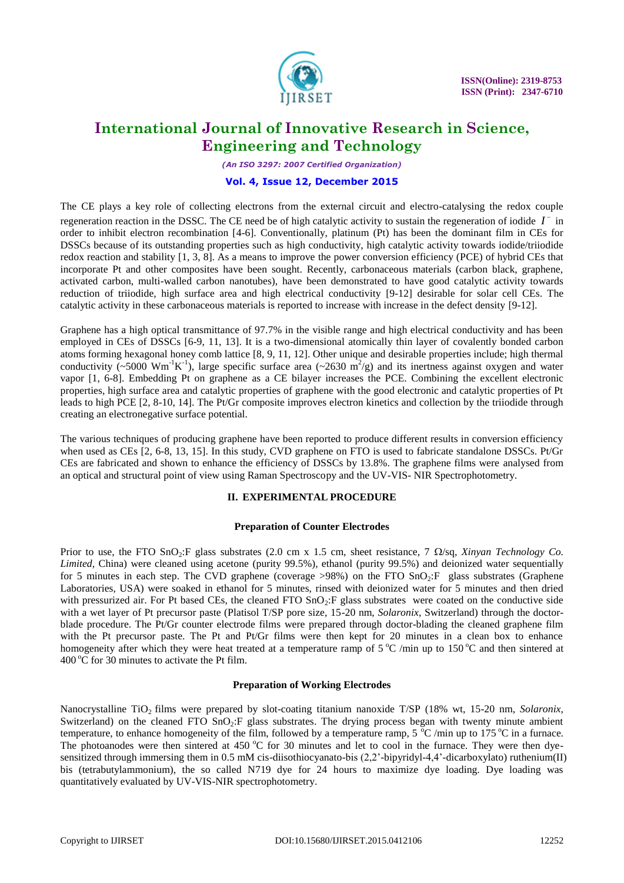The CE plays a key role of collecting electrons from the external circuit and electro-catalysing the redox couple regeneration reaction in the DSSC. The CE need be of high catalytic activity to sustain the regeneration of iodide $I^-$ in order to inhibit electron recombination [4-6]. Conventionally, platinum (Pt) has been the dominant film in CEs for DSSCs because of its outstanding properties such as high conductivity, high catalytic activity towards iodide/triiodide redox reaction and stability [1, 3, 8]. As a means to improve the power conversion efficiency (PCE) of hybrid CEs that incorporate Pt and other composites have been sought. Recently, carbonaceous materials (carbon black, graphene, activated carbon, multi-walled carbon nanotubes), have been demonstrated to have good catalytic activity towards reduction of triiodide, high surface area and high electrical conductivity [9-12] desirable for solar cell CEs. The catalytic activity in these carbonaceous materials is reported to increase with increase in the defect density [9-12].

Graphene has a high optical transmittance of 97.7% in the visible range and high electrical conductivity and has been employed in CEs of DSSCs [6-9, 11, 13]. It is a two-dimensional atomically thin layer of covalently bonded carbon atoms forming hexagonal honey comb lattice [8, 9, 11, 12]. Other unique and desirable properties include; high thermal conductivity (~5000 $Wm^{-1}K^{-1}$), large specific surface area (~2630 $m^2/g$) and its inertness against oxygen and water vapor [1, 6-8]. Embedding Pt on graphene as a CE bilayer increases the PCE. Combining the excellent electronic properties, high surface area and catalytic properties of graphene with the good electronic and catalytic properties of Pt leads to high PCE [2, 8-10, 14]. The Pt/Gr composite improves electron kinetics and collection by the triiodide through creating an electronegative surface potential.

The various techniques of producing graphene have been reported to produce different results in conversion efficiency when used as CEs [2, 6-8, 13, 15]. In this study, CVD graphene on FTO is used to fabricate standalone DSSCs. Pt/Gr CEs are fabricated and shown to enhance the efficiency of DSSCs by 13.8%. The graphene films were analysed from an optical and structural point of view using Raman Spectroscopy and the UV-VIS- NIR Spectrophotometry.

## II. EXPERIMENTAL PROCEDURE

### Preparation of Counter Electrodes

Prior to use, the FTO $SnO_2$:F glass substrates (2.0 cm x 1.5 cm, sheet resistance, 7 Ω/sq, *Xinyan Technology Co. Limited*, China) were cleaned using acetone (purity 99.5%), ethanol (purity 99.5%) and deionized water sequentially for 5 minutes in each step. The CVD graphene (coverage >98%) on the FTO $SnO_2$:F glass substrates (Graphene Laboratories, USA) were soaked in ethanol for 5 minutes, rinsed with deionized water for 5 minutes and then dried with pressurized air. For Pt based CEs, the cleaned FTO $SnO_2$:F glass substrates were coated on the conductive side with a wet layer of Pt precursor paste (Platisol T/SP pore size, 15-20 nm, *Solaronix*, Switzerland) through the doctor-blade procedure. The Pt/Gr counter electrode films were prepared through doctor-blading the cleaned graphene film with the Pt precursor paste. The Pt and Pt/Gr films were then kept for 20 minutes in a clean box to enhance homogeneity after which they were heat treated at a temperature ramp of 5 °C /min up to 150 °C and then sintered at 400 °C for 30 minutes to activate the Pt film.

### Preparation of Working Electrodes

Nanocrystalline $TiO_2$ films were prepared by slot-coating titanium nanoxide T/SP (18% wt, 15-20 nm, *Solaronix*, Switzerland) on the cleaned FTO $SnO_2$:F glass substrates. The drying process began with twenty minute ambient temperature, to enhance homogeneity of the film, followed by a temperature ramp, 5 °C /min up to 175 °C in a furnace. The photoanodes were then sintered at 450 °C for 30 minutes and let to cool in the furnace. They were then dye-sensitized through immersing them in 0.5 mM cis-diisothiocyanato-bis (2,2'-bipyridyl-4,4'-dicarboxylato) ruthenium(II) bis (tetrabutylammonium), the so called N719 dye for 24 hours to maximize dye loading. Dye loading was quantitatively evaluated by UV-VIS-NIR spectrophotometry.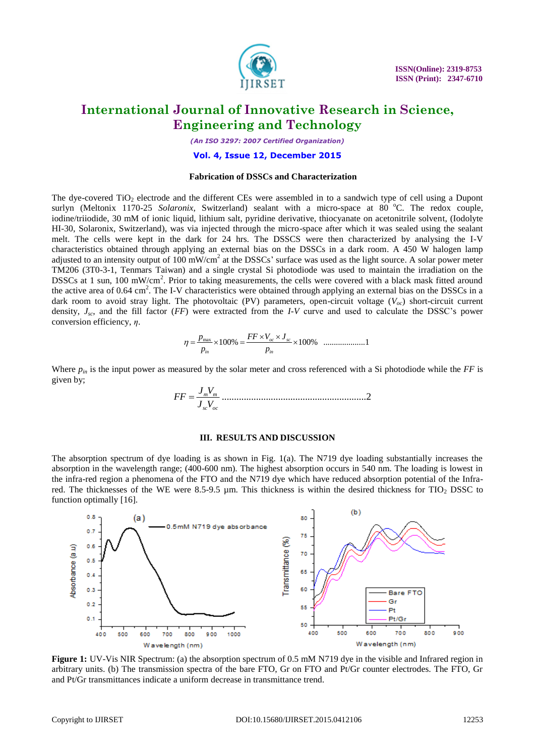### Fabrication of DSSCs and Characterization

The dye-covered $TiO_2$ electrode and the different CEs were assembled in to a sandwich type of cell using a Dupont surlyn (Meltonix 1170-25 *Solaronix*, Switzerland) sealant with a micro-space at 80 °C. The redox couple, iodine/triiodide, 30 mM of ionic liquid, lithium salt, pyridine derivative, thiocyanate on acetonitrile solvent, (Iodolyte HI-30, Solaronix, Switzerland), was via injected through the micro-space after which it was sealed using the sealant melt. The cells were kept in the dark for 24 hrs. The DSSCS were then characterized by analysing the I-V characteristics obtained through applying an external bias on the DSSCs in a dark room. A 450 W halogen lamp adjusted to an intensity output of 100 mW/cm$^2$ at the DSSCs' surface was used as the light source. A solar power meter TM206 (3T0-3-1, Tenmars Taiwan) and a single crystal Si photodiode was used to maintain the irradiation on the DSSCs at 1 sun, 100 mW/cm$^2$. Prior to taking measurements, the cells were covered with a black mask fitted around the active area of 0.64 cm$^2$. The I-V characteristics were obtained through applying an external bias on the DSSCs in a dark room to avoid stray light. The photovoltaic (PV) parameters, open-circuit voltage ($V_{oc}$) short-circuit current density, $J_{sc}$, and the fill factor ($FF$) were extracted from the *I-V* curve and used to calculate the DSSC's power conversion efficiency, $\eta$.

$$\eta = \frac{p_{max}}{p_{in}} \times 100\% = \frac{FF \times V_{oc} \times J_{sc}}{p_{in}} \times 100\% \quad \text{....................1}$$

Where $p_{in}$ is the input power as measured by the solar meter and cross referenced with a Si photodiode while the $FF$ is given by;

$$FF = \frac{J_m V_m}{J_{sc} V_{oc}} \quad \text{..........................................................2}$$

## III. RESULTS AND DISCUSSION

The absorption spectrum of dye loading is as shown in Fig. 1(a). The N719 dye loading substantially increases the absorption in the wavelength range; (400-600 nm). The highest absorption occurs in 540 nm. The loading is lowest in the infra-red region a phenomena of the FTO and the N719 dye which have reduced absorption potential of the Infra-red. The thicknesses of the WE were 8.5-9.5 µm. This thickness is within the desired thickness for $TIO_2$ DSSC to function optimally [16].

**Figure 1:** UV-Vis NIR Spectrum: (a) the absorption spectrum of 0.5 mM N719 dye in the visible and Infrared region in arbitrary units. (b) The transmission spectra of the bare FTO, Gr on FTO and Pt/Gr counter electrodes. The FTO, Gr and Pt/Gr transmittances indicate a uniform decrease in transmittance trend.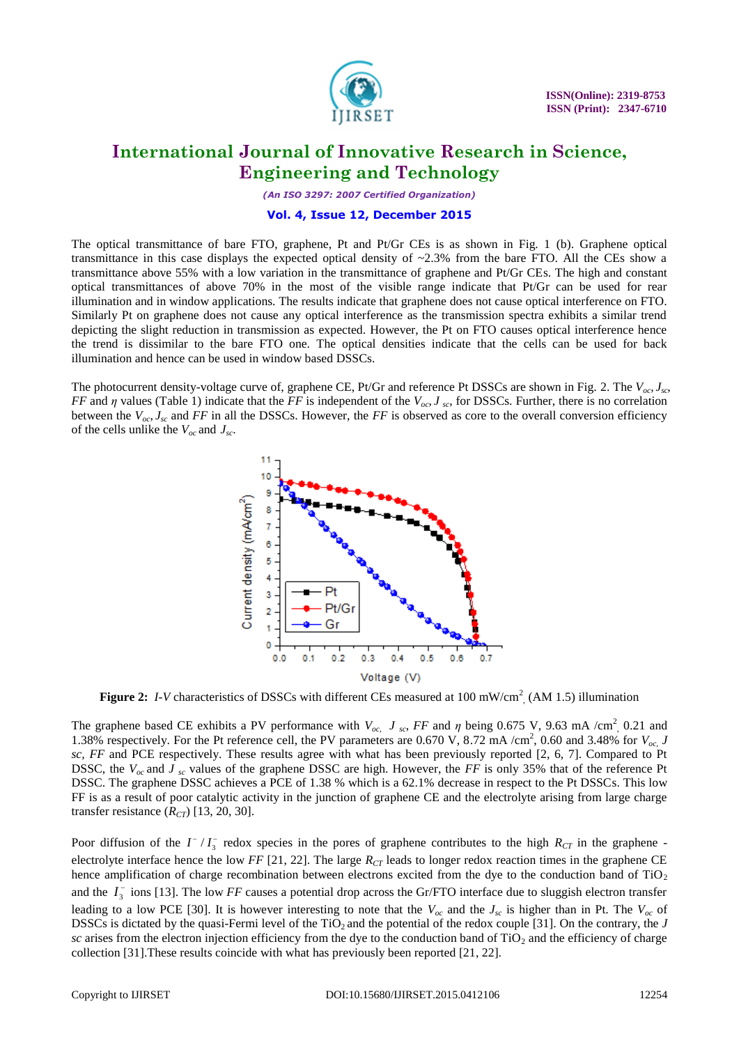The optical transmittance of bare FTO, graphene, Pt and Pt/Gr CEs is as shown in Fig. 1 (b). Graphene optical transmittance in this case displays the expected optical density of ~2.3% from the bare FTO. All the CEs show a transmittance above 55% with a low variation in the transmittance of graphene and Pt/Gr CEs. The high and constant optical transmittances of above 70% in the most of the visible range indicate that Pt/Gr can be used for rear illumination and in window applications. The results indicate that graphene does not cause optical interference on FTO. Similarly Pt on graphene does not cause any optical interference as the transmission spectra exhibits a similar trend depicting the slight reduction in transmission as expected. However, the Pt on FTO causes optical interference hence the trend is dissimilar to the bare FTO one. The optical densities indicate that the cells can be used for back illumination and hence can be used in window based DSSCs.

The photocurrent density-voltage curve of, graphene CE, Pt/Gr and reference Pt DSSCs are shown in Fig. 2. The $V_{oc}$, $J_{sc}$, *FF* and $\eta$ values (Table 1) indicate that the *FF* is independent of the $V_{oc}$, $J_{sc}$, for DSSCs. Further, there is no correlation between the $V_{oc}$, $J_{sc}$ and *FF* in all the DSSCs. However, the *FF* is observed as core to the overall conversion efficiency of the cells unlike the $V_{oc}$ and $J_{sc}$.

**Figure 2:** *I-V* characteristics of DSSCs with different CEs measured at 100 mW/cm$^2$ (AM 1.5) illumination

The graphene based CE exhibits a PV performance with $V_{oc}$, $J_{sc}$, *FF* and $\eta$ being 0.675 V, 9.63 mA /cm$^2$, 0.21 and 1.38% respectively. For the Pt reference cell, the PV parameters are 0.670 V, 8.72 mA /cm$^2$, 0.60 and 3.48% for $V_{oc}$, $J_{sc}$, *FF* and PCE respectively. These results agree with what has been previously reported [2, 6, 7]. Compared to Pt DSSC, the $V_{oc}$ and $J_{sc}$ values of the graphene DSSC are high. However, the *FF* is only 35% that of the reference Pt DSSC. The graphene DSSC achieves a PCE of 1.38 % which is a 62.1% decrease in respect to the Pt DSSCs. This low FF is as a result of poor catalytic activity in the junction of graphene CE and the electrolyte arising from large charge transfer resistance ($R_{CT}$) [13, 20, 30].

Poor diffusion of the $I^- / I_3^-$ redox species in the pores of graphene contributes to the high $R_{CT}$ in the graphene - electrolyte interface hence the low *FF* [21, 22]. The large $R_{CT}$ leads to longer redox reaction times in the graphene CE hence amplification of charge recombination between electrons excited from the dye to the conduction band of $TiO_2$ and the $I_3^-$ ions [13]. The low *FF* causes a potential drop across the Gr/FTO interface due to sluggish electron transfer leading to a low PCE [30]. It is however interesting to note that the $V_{oc}$ and the $J_{sc}$ is higher than in Pt. The $V_{oc}$ of DSSCs is dictated by the quasi-Fermi level of the $TiO_2$ and the potential of the redox couple [31]. On the contrary, the $J_{sc}$ arises from the electron injection efficiency from the dye to the conduction band of $TiO_2$ and the efficiency of charge collection [31].These results coincide with what has previously been reported [21, 22].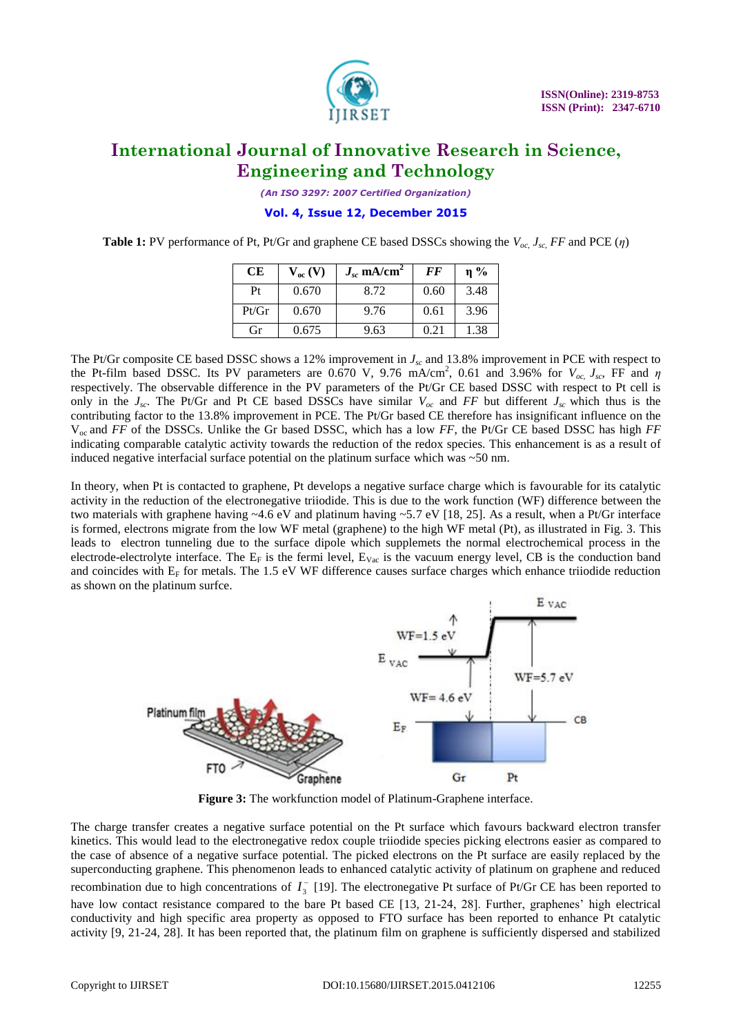**Table 1:** PV performance of Pt, Pt/Gr and graphene CE based DSSCs showing the $V_{oc}$, $J_{sc}$, *FF* and PCE ($\eta$)

| CE | $V_{oc}$ (V) | $J_{sc}$ mA/cm$^2$ | *FF* | η % |
|---|---|---|---|---|
| Pt | 0.670 | 8.72 | 0.60 | 3.48 |
| Pt/Gr | 0.670 | 9.76 | 0.61 | 3.96 |
| Gr | 0.675 | 9.63 | 0.21 | 1.38 |

The Pt/Gr composite CE based DSSC shows a 12% improvement in $J_{sc}$ and 13.8% improvement in PCE with respect to the Pt-film based DSSC. Its PV parameters are 0.670 V, 9.76 mA/cm$^2$, 0.61 and 3.96% for $V_{oc}$, $J_{sc}$, FF and $\eta$ respectively. The observable difference in the PV parameters of the Pt/Gr CE based DSSC with respect to Pt cell is only in the $J_{sc}$. The Pt/Gr and Pt CE based DSSCs have similar $V_{oc}$ and *FF* but different $J_{sc}$ which thus is the contributing factor to the 13.8% improvement in PCE. The Pt/Gr based CE therefore has insignificant influence on the $V_{oc}$ and *FF* of the DSSCs. Unlike the Gr based DSSC, which has a low *FF*, the Pt/Gr CE based DSSC has high *FF* indicating comparable catalytic activity towards the reduction of the redox species. This enhancement is as a result of induced negative interfacial surface potential on the platinum surface which was ~50 nm.

In theory, when Pt is contacted to graphene, Pt develops a negative surface charge which is favourable for its catalytic activity in the reduction of the electronegative triiodide. This is due to the work function (WF) difference between the two materials with graphene having ~4.6 eV and platinum having ~5.7 eV [18, 25]. As a result, when a Pt/Gr interface is formed, electrons migrate from the low WF metal (graphene) to the high WF metal (Pt), as illustrated in Fig. 3. This leads to electron tunneling due to the surface dipole which supplements the normal electrochemical process in the electrode-electrolyte interface. The $E_F$ is the fermi level, $E_{Vac}$ is the vacuum energy level, CB is the conduction band and coincides with $E_F$ for metals. The 1.5 eV WF difference causes surface charges which enhance triiodide reduction as shown on the platinum surfce.

**Figure 3:** The workfunction model of Platinum-Graphene interface.

The charge transfer creates a negative surface potential on the Pt surface which favours backward electron transfer kinetics. This would lead to the electronegative redox couple triiodide species picking electrons easier as compared to the case of absence of a negative surface potential. The picked electrons on the Pt surface are easily replaced by the superconducting graphene. This phenomenon leads to enhanced catalytic activity of platinum on graphene and reduced recombination due to high concentrations of $I_3^-$ [19]. The electronegative Pt surface of Pt/Gr CE has been reported to have low contact resistance compared to the bare Pt based CE [13, 21-24, 28]. Further, graphenes' high electrical conductivity and high specific area property as opposed to FTO surface has been reported to enhance Pt catalytic activity [9, 21-24, 28]. It has been reported that, the platinum film on graphene is sufficiently dispersed and stabilized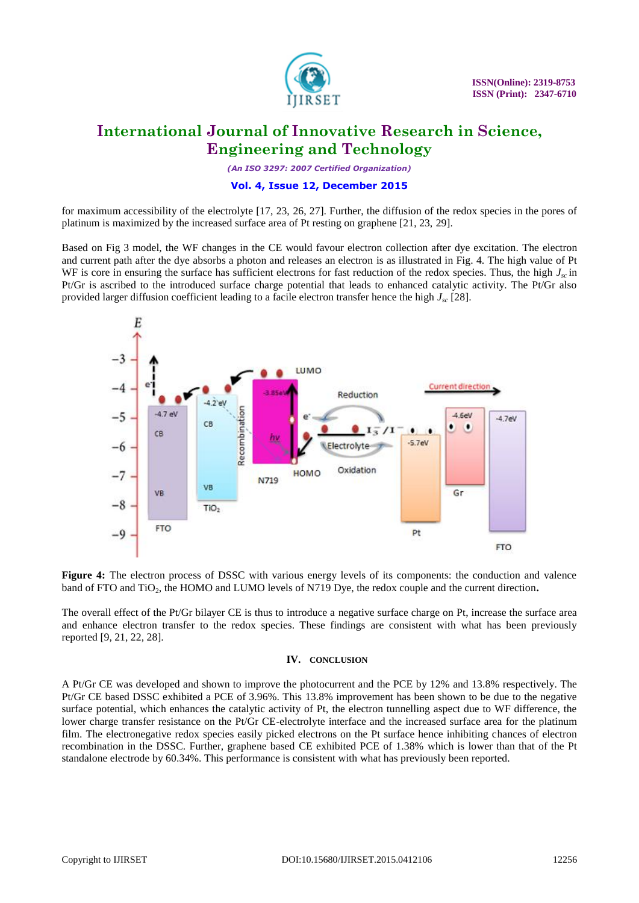for maximum accessibility of the electrolyte [17, 23, 26, 27]. Further, the diffusion of the redox species in the pores of platinum is maximized by the increased surface area of Pt resting on graphene [21, 23, 29].

Based on Fig 3 model, the WF changes in the CE would favour electron collection after dye excitation. The electron and current path after the dye absorbs a photon and releases an electron is as illustrated in Fig. 4. The high value of Pt WF is core in ensuring the surface has sufficient electrons for fast reduction of the redox species. Thus, the high $J_{sc}$ in Pt/Gr is ascribed to the introduced surface charge potential that leads to enhanced catalytic activity. The Pt/Gr also provided larger diffusion coefficient leading to a facile electron transfer hence the high $J_{sc}$ [28].

**Figure 4:** The electron process of DSSC with various energy levels of its components: the conduction and valence band of FTO and $TiO_2$, the HOMO and LUMO levels of N719 Dye, the redox couple and the current direction**.**

The overall effect of the Pt/Gr bilayer CE is thus to introduce a negative surface charge on Pt, increase the surface area and enhance electron transfer to the redox species. These findings are consistent with what has been previously reported [9, 21, 22, 28].

## IV. CONCLUSION

A Pt/Gr CE was developed and shown to improve the photocurrent and the PCE by 12% and 13.8% respectively. The Pt/Gr CE based DSSC exhibited a PCE of 3.96%. This 13.8% improvement has been shown to be due to the negative surface potential, which enhances the catalytic activity of Pt, the electron tunnelling aspect due to WF difference, the lower charge transfer resistance on the Pt/Gr CE-electrolyte interface and the increased surface area for the platinum film. The electronegative redox species easily picked electrons on the Pt surface hence inhibiting chances of electron recombination in the DSSC. Further, graphene based CE exhibited PCE of 1.38% which is lower than that of the Pt standalone electrode by 60.34%. This performance is consistent with what has previously been reported.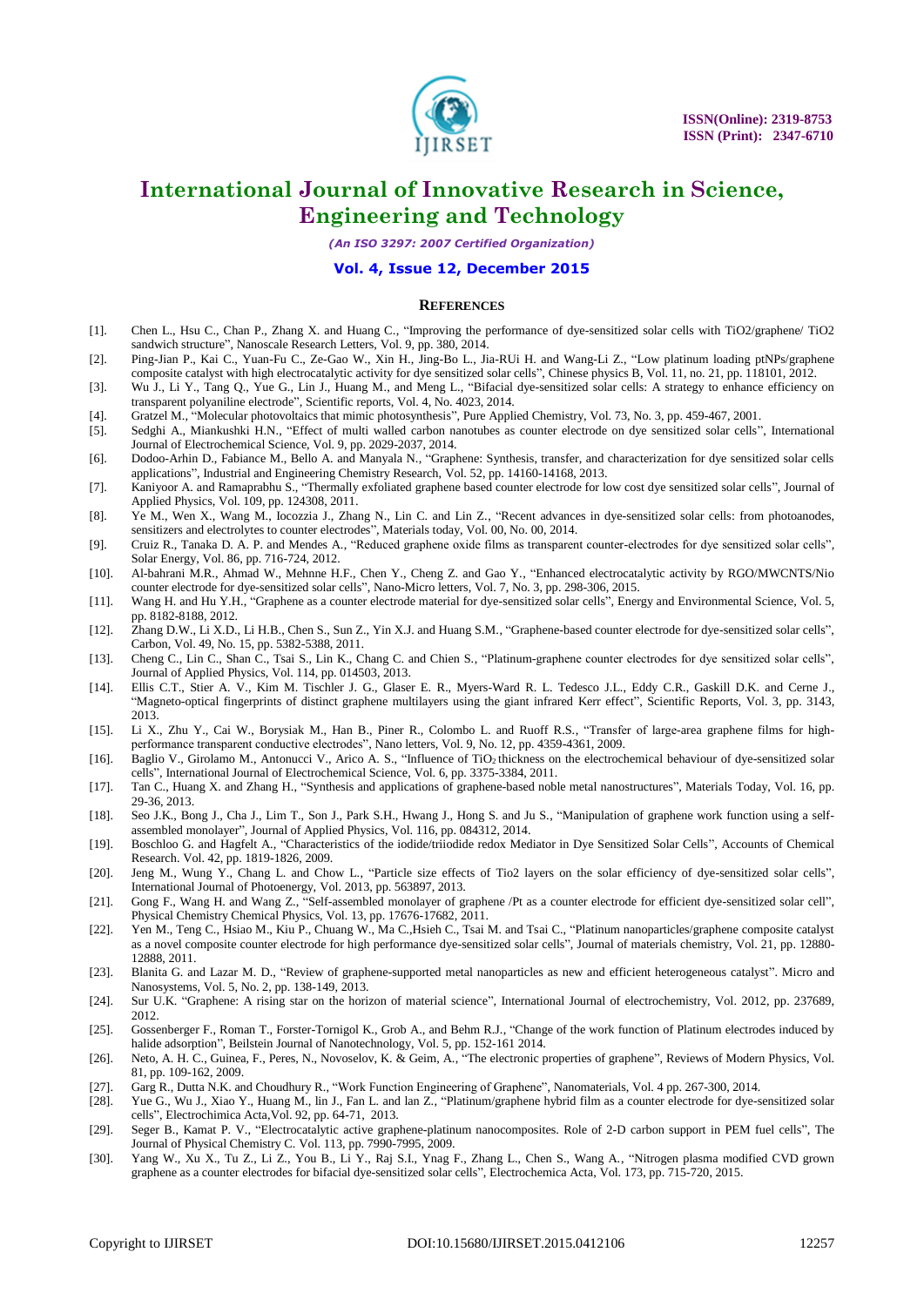## REFERENCES

[1]. Chen L., Hsu C., Chan P., Zhang X. and Huang C., "Improving the performance of dye-sensitized solar cells with $TiO_2$/graphene/ $TiO_2$ sandwich structure", Nanoscale Research Letters, Vol. 9, pp. 380, 2014.

[2]. Ping-Jian P., Kai C., Yuan-Fu C., Ze-Gao W., Xin H., Jing-Bo L., Jia-RUi H. and Wang-Li Z., "Low platinum loading ptNPs/graphene composite catalyst with high electrocatalytic activity for dye sensitized solar cells", Chinese physics B, Vol. 11, no. 21, pp. 118101, 2012.

[3]. Wu J., Li Y., Tang Q., Yue G., Lin J., Huang M., and Meng L., "Bifacial dye-sensitized solar cells: A strategy to enhance efficiency on transparent polyaniline electrode", Scientific reports, Vol. 4, No. 4023, 2014.

[4]. Gratzel M., "Molecular photovoltaics that mimic photosynthesis", Pure Applied Chemistry, Vol. 73, No. 3, pp. 459-467, 2001.

[5]. Sedghi A., Miankushki H.N., "Effect of multi walled carbon nanotubes as counter electrode on dye sensitized solar cells", International Journal of Electrochemical Science, Vol. 9, pp. 2029-2037, 2014.

[6]. Dodoo-Arhin D., Fabiance M., Bello A. and Manyala N., "Graphene: Synthesis, transfer, and characterization for dye sensitized solar cells applications", Industrial and Engineering Chemistry Research, Vol. 52, pp. 14160-14168, 2013.

[7]. Kaniyoor A. and Ramaprabhu S., "Thermally exfoliated graphene based counter electrode for low cost dye sensitized solar cells", Journal of Applied Physics, Vol. 109, pp. 124308, 2011.

[8]. Ye M., Wen X., Wang M., Iocozzia J., Zhang N., Lin C. and Lin Z., "Recent advances in dye-sensitized solar cells: from photoanodes, sensitizers and electrolytes to counter electrodes", Materials today, Vol. 00, No. 00, 2014.

[9]. Cruiz R., Tanaka D. A. P. and Mendes A., "Reduced graphene oxide films as transparent counter-electrodes for dye sensitized solar cells", Solar Energy, Vol. 86, pp. 716-724, 2012.

[10]. Al-bahrani M.R., Ahmad W., Mehnne H.F., Chen Y., Cheng Z. and Gao Y., "Enhanced electrocatalytic activity by RGO/MWCNTS/Nio counter electrode for dye-sensitized solar cells", Nano-Micro letters, Vol. 7, No. 3, pp. 298-306, 2015.

[11]. Wang H. and Hu Y.H., "Graphene as a counter electrode material for dye-sensitized solar cells", Energy and Environmental Science, Vol. 5, pp. 8182-8188, 2012.

[12]. Zhang D.W., Li X.D., Li H.B., Chen S., Sun Z., Yin X.J. and Huang S.M., "Graphene-based counter electrode for dye-sensitized solar cells", Carbon, Vol. 49, No. 15, pp. 5382-5388, 2011.

[13]. Cheng C., Lin C., Shan C., Tsai S., Lin K., Chang C. and Chien S., "Platinum-graphene counter electrodes for dye sensitized solar cells", Journal of Applied Physics, Vol. 114, pp. 014503, 2013.

[14]. Ellis C.T., Stier A. V., Kim M. Tischler J. G., Glaser E. R., Myers-Ward R. L. Tedesco J.L., Eddy C.R., Gaskill D.K. and Cerne J., "Magneto-optical fingerprints of distinct graphene multilayers using the giant infrared Kerr effect", Scientific Reports, Vol. 3, pp. 3143, 2013.

[15]. Li X., Zhu Y., Cai W., Borysiak M., Han B., Piner R., Colombo L. and Ruoff R.S., "Transfer of large-area graphene films for high-performance transparent conductive electrodes", Nano letters, Vol. 9, No. 12, pp. 4359-4361, 2009.

[16]. Baglio V., Girolamo M., Antonucci V., Arico A. S., "Influence of $TiO_2$ thickness on the electrochemical behaviour of dye-sensitized solar cells", International Journal of Electrochemical Science, Vol. 6, pp. 3375-3384, 2011.

[17]. Tan C., Huang X. and Zhang H., "Synthesis and applications of graphene-based noble metal nanostructures", Materials Today, Vol. 16, pp. 29-36, 2013.

[18]. Seo J.K., Bong J., Cha J., Lim T., Son J., Park S.H., Hwang J., Hong S. and Ju S., "Manipulation of graphene work function using a self-assembled monolayer", Journal of Applied Physics, Vol. 116, pp. 084312, 2014.

[19]. Boschloo G. and Hagfelt A., "Characteristics of the iodide/triiodide redox Mediator in Dye Sensitized Solar Cells", Accounts of Chemical Research. Vol. 42, pp. 1819-1826, 2009.

[20]. Jeng M., Wung Y., Chang L. and Chow L., "Particle size effects of Tio2 layers on the solar efficiency of dye-sensitized solar cells", International Journal of Photoenergy, Vol. 2013, pp. 563897, 2013.

[21]. Gong F., Wang H. and Wang Z., "Self-assembled monolayer of graphene /Pt as a counter electrode for efficient dye-sensitized solar cell", Physical Chemistry Chemical Physics, Vol. 13, pp. 17676-17682, 2011.

[22]. Yen M., Teng C., Hsiao M., Kiu P., Chuang W., Ma C.,Hsieh C., Tsai M. and Tsai C., "Platinum nanoparticles/graphene composite catalyst as a novel composite counter electrode for high performance dye-sensitized solar cells", Journal of materials chemistry, Vol. 21, pp. 12880-12888, 2011.

[23]. Blanita G. and Lazar M. D., "Review of graphene-supported metal nanoparticles as new and efficient heterogeneous catalyst". Micro and Nanosystems, Vol. 5, No. 2, pp. 138-149, 2013.

[24]. Sur U.K. "Graphene: A rising star on the horizon of material science", International Journal of electrochemistry, Vol. 2012, pp. 237689, 2012.

[25]. Gossenberger F., Roman T., Forster-Tornigol K., Grob A., and Behm R.J., "Change of the work function of Platinum electrodes induced by halide adsorption", Beilstein Journal of Nanotechnology, Vol. 5, pp. 152-161 2014.

[26]. Neto, A. H. C., Guinea, F., Peres, N., Novoselov, K. & Geim, A., "The electronic properties of graphene", Reviews of Modern Physics, Vol. 81, pp. 109-162, 2009.

[27]. Garg R., Dutta N.K. and Choudhury R., "Work Function Engineering of Graphene", Nanomaterials, Vol. 4 pp. 267-300, 2014.

[28]. Yue G., Wu J., Xiao Y., Huang M., lin J., Fan L. and lan Z., "Platinum/graphene hybrid film as a counter electrode for dye-sensitized solar cells", Electrochimica Acta,Vol. 92, pp. 64-71, 2013.

[29]. Seger B., Kamat P. V., "Electrocatalytic active graphene-platinum nanocomposites. Role of 2-D carbon support in PEM fuel cells", The Journal of Physical Chemistry C. Vol. 113, pp. 7990-7995, 2009.

[30]. Yang W., Xu X., Tu Z., Li Z., You B., Li Y., Raj S.I., Ynag F., Zhang L., Chen S., Wang A., "Nitrogen plasma modified CVD grown graphene as a counter electrodes for bifacial dye-sensitized solar cells", Electrochemica Acta, Vol. 173, pp. 715-720, 2015.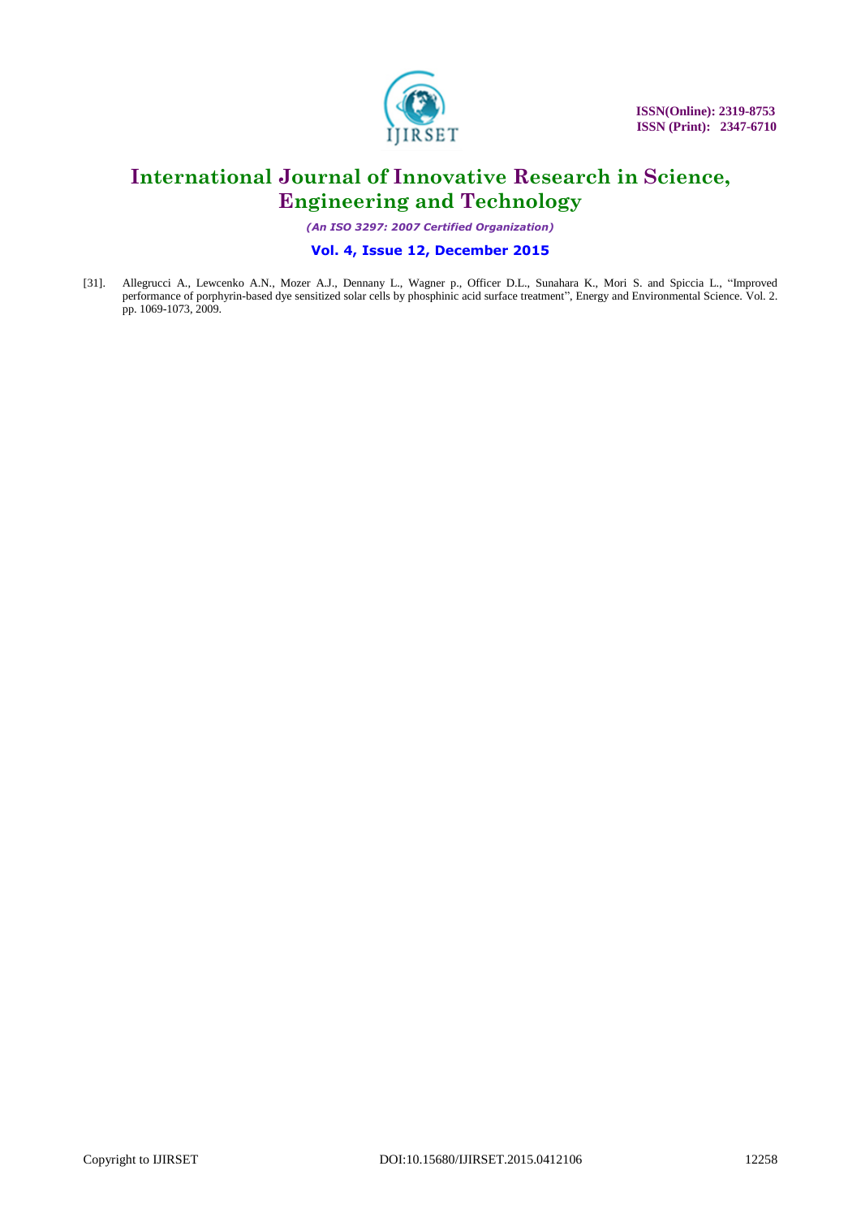[31]. Allegrucci A., Lewcenko A.N., Mozer A.J., Dennany L., Wagner p., Officer D.L., Sunahara K., Mori S. and Spiccia L., "Improved performance of porphyrin-based dye sensitized solar cells by phosphinic acid surface treatment", Energy and Environmental Science. Vol. 2. pp. 1069-1073, 2009.